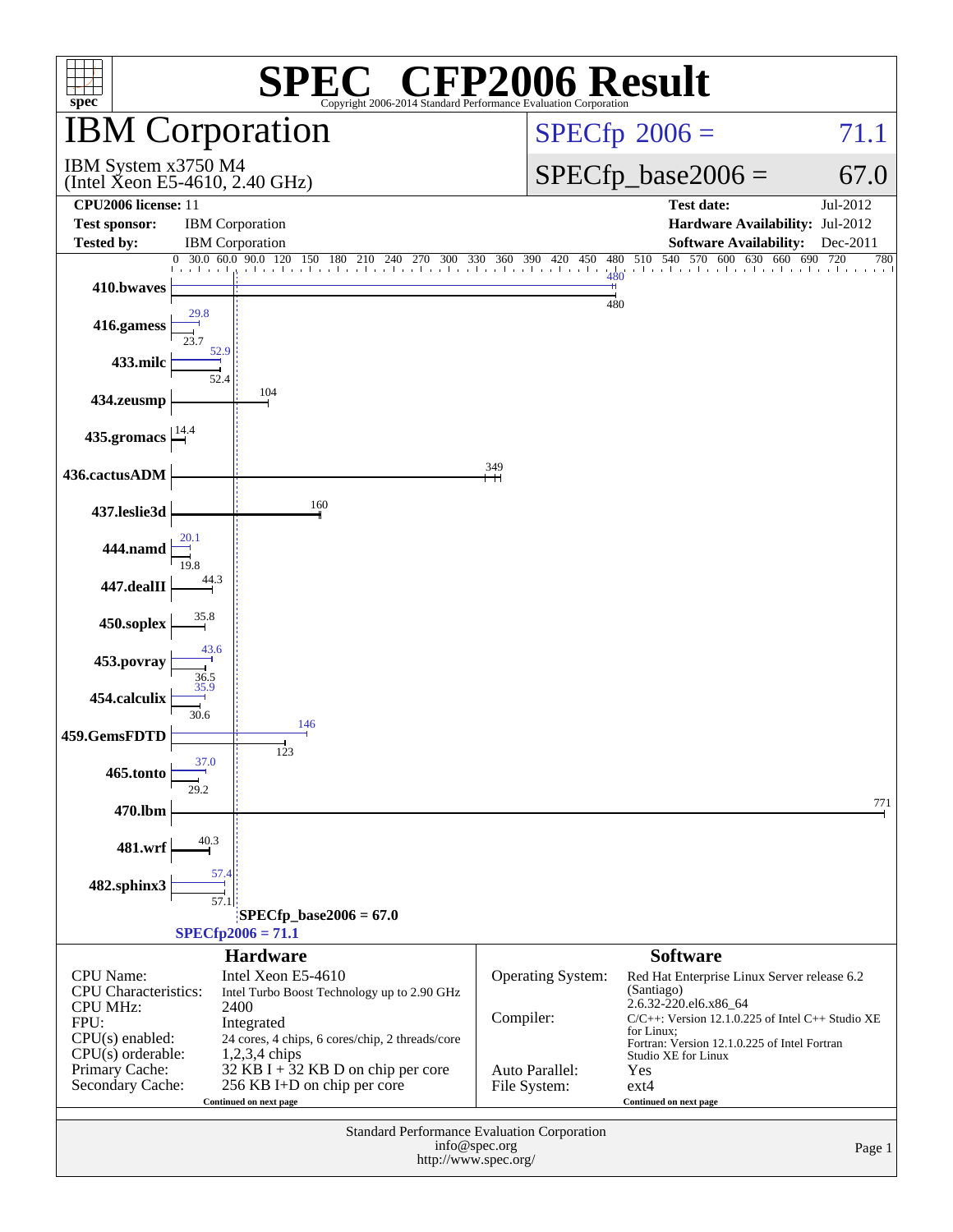# SPEC CFP2006 Result

Copyright 2006-2014 Standard Performance Evaluation Corporation

## IBM Corporation

IBM System x3750 M4
(Intel Xeon E5-4610, 2.40 GHz)

SPECfp 2006 = 71.1

SPECfp_base2006 = 67.0

| | | | |
|---|---|---|---|
| **CPU2006 license:** 11 | | **Test date:** | Jul-2012 |
| **Test sponsor:** | IBM Corporation | **Hardware Availability:** | Jul-2012 |
| **Tested by:** | IBM Corporation | **Software Availability:** | Dec-2011 |

| Benchmark | Peak | Base |
|---|---|---|
| 410.bwaves | 480 | 480 |
| 416.gamess | 29.8 | 23.7 |
| 433.milc | 52.9 | 52.4 |
| 434.zeusmp | | 104 |
| 435.gromacs | | 14.4 |
| 436.cactusADM | | 349 |
| 437.leslie3d | | 160 |
| 444.namd | 20.1 | 19.8 |
| 447.dealII | | 44.3 |
| 450.soplex | | 35.8 |
| 453.povray | 43.6 | 36.5 |
| 454.calculix | 35.9 | 30.6 |
| 459.GemsFDTD | 146 | 123 |
| 465.tonto | 37.0 | 29.2 |
| 470.lbm | | 771 |
| 481.wrf | | 40.3 |
| 482.sphinx3 | 57.4 | 57.1 |

SPECfp_base2006 = 67.0

SPECfp2006 = 71.1

### Hardware

| | |
|---|---|
| CPU Name: | Intel Xeon E5-4610 |
| CPU Characteristics: | Intel Turbo Boost Technology up to 2.90 GHz |
| CPU MHz: | 2400 |
| FPU: | Integrated |
| CPU(s) enabled: | 24 cores, 4 chips, 6 cores/chip, 2 threads/core |
| CPU(s) orderable: | 1,2,3,4 chips |
| Primary Cache: | 32 KB I + 32 KB D on chip per core |
| Secondary Cache: | 256 KB I+D on chip per core |

Continued on next page

### Software

| | |
|---|---|
| Operating System: | Red Hat Enterprise Linux Server release 6.2 (Santiago) 2.6.32-220.el6.x86_64 |
| Compiler: | C/C++: Version 12.1.0.225 of Intel C++ Studio XE for Linux; Fortran: Version 12.1.0.225 of Intel Fortran Studio XE for Linux |
| Auto Parallel: | Yes |
| File System: | ext4 |

Continued on next page

Standard Performance Evaluation Corporation
info@spec.org
http://www.spec.org/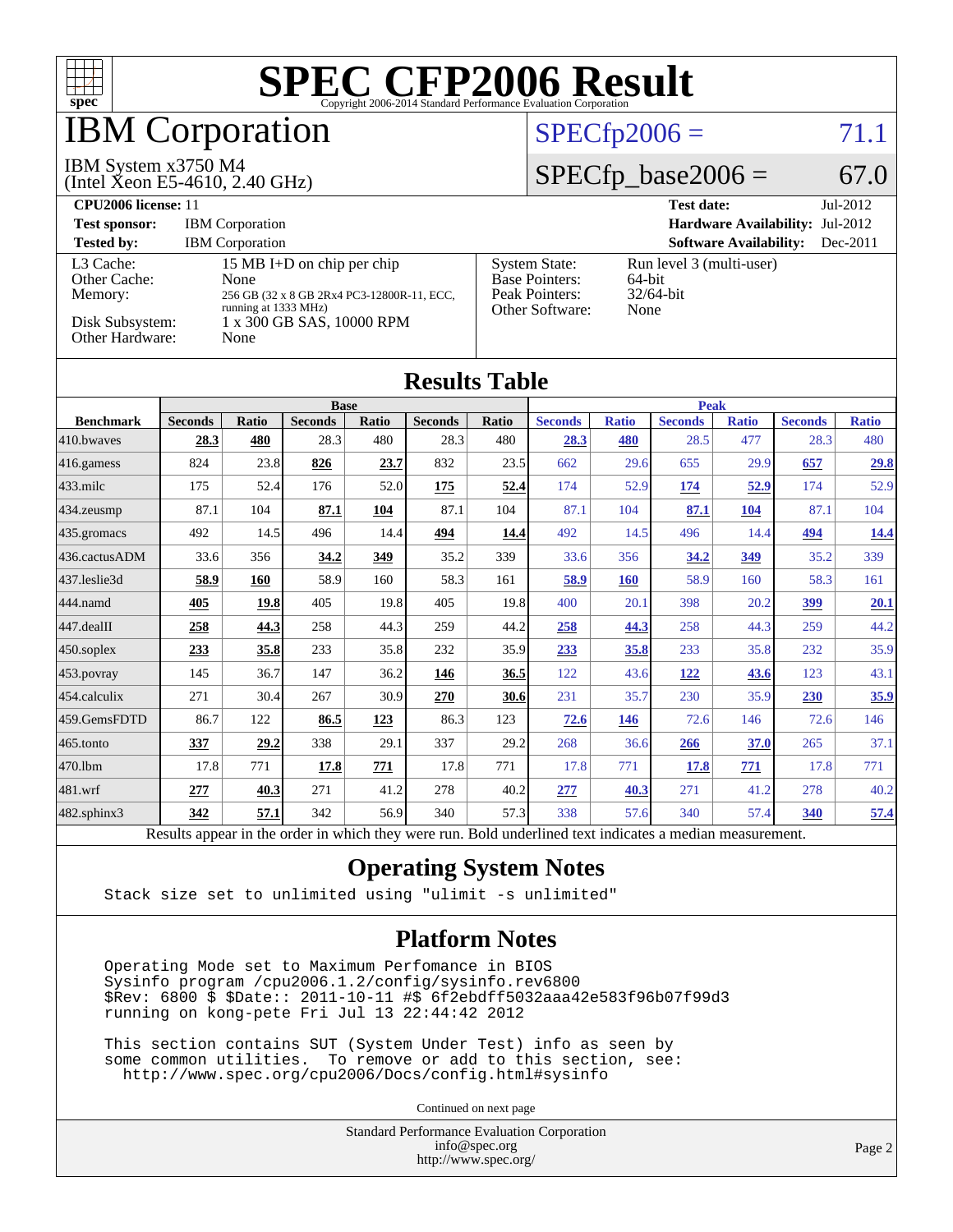# SPEC CFP2006 Result

Copyright 2006-2014 Standard Performance Evaluation Corporation

## IBM Corporation

IBM System x3750 M4
(Intel Xeon E5-4610, 2.40 GHz)

SPECfp2006 = 71.1

SPECfp_base2006 = 67.0

| | | | |
|---|---|---|---|
| **CPU2006 license:** 11 | | **Test date:** | Jul-2012 |
| **Test sponsor:** | IBM Corporation | **Hardware Availability:** | Jul-2012 |
| **Tested by:** | IBM Corporation | **Software Availability:** | Dec-2011 |

| | | | |
|---|---|---|---|
| L3 Cache: | 15 MB I+D on chip per chip | System State: | Run level 3 (multi-user) |
| Other Cache: | None | Base Pointers: | 64-bit |
| Memory: | 256 GB (32 x 8 GB 2Rx4 PC3-12800R-11, ECC, running at 1333 MHz) | Peak Pointers: | 32/64-bit |
| Disk Subsystem: | 1 x 300 GB SAS, 10000 RPM | Other Software: | None |
| Other Hardware: | None | | |

### Results Table

| Benchmark | Base | | | | | | Peak | | | | | |
|---|---|---|---|---|---|---|---|---|---|---|---|---|
| | Seconds | Ratio | Seconds | Ratio | Seconds | Ratio | Seconds | Ratio | Seconds | Ratio | Seconds | Ratio |
| 410.bwaves | **28.3** | **480** | 28.3 | 480 | 28.3 | 480 | **28.3** | **480** | 28.5 | 477 | 28.3 | 480 |
| 416.gamess | 824 | 23.8 | **826** | **23.7** | 832 | 23.5 | 662 | 29.6 | 655 | 29.9 | **657** | **29.8** |
| 433.milc | 175 | 52.4 | 176 | 52.0 | **175** | **52.4** | 174 | 52.9 | **174** | **52.9** | 174 | 52.9 |
| 434.zeusmp | 87.1 | 104 | **87.1** | **104** | 87.1 | 104 | 87.1 | 104 | **87.1** | **104** | 87.1 | 104 |
| 435.gromacs | 492 | 14.5 | 496 | 14.4 | **494** | **14.4** | 492 | 14.5 | 496 | 14.4 | **494** | **14.4** |
| 436.cactusADM | 33.6 | 356 | **34.2** | **349** | 35.2 | 339 | 33.6 | 356 | **34.2** | **349** | 35.2 | 339 |
| 437.leslie3d | **58.9** | **160** | 58.9 | 160 | 58.3 | 161 | **58.9** | **160** | 58.9 | 160 | 58.3 | 161 |
| 444.namd | **405** | **19.8** | 405 | 19.8 | 405 | 19.8 | 400 | 20.1 | 398 | 20.2 | **399** | **20.1** |
| 447.dealII | **258** | **44.3** | 258 | 44.3 | 259 | 44.2 | **258** | **44.3** | 258 | 44.3 | 259 | 44.2 |
| 450.soplex | **233** | **35.8** | 233 | 35.8 | 232 | 35.9 | **233** | **35.8** | 233 | 35.8 | 232 | 35.9 |
| 453.povray | 145 | 36.7 | 147 | 36.2 | **146** | **36.5** | 122 | 43.6 | **122** | **43.6** | 123 | 43.1 |
| 454.calculix | 271 | 30.4 | 267 | 30.9 | **270** | **30.6** | 231 | 35.7 | 230 | 35.9 | **230** | **35.9** |
| 459.GemsFDTD | 86.7 | 122 | **86.5** | **123** | 86.3 | 123 | **72.6** | **146** | 72.6 | 146 | 72.6 | 146 |
| 465.tonto | **337** | **29.2** | 338 | 29.1 | 337 | 29.2 | 268 | 36.6 | **266** | **37.0** | 265 | 37.1 |
| 470.lbm | 17.8 | 771 | **17.8** | **771** | 17.8 | 771 | 17.8 | 771 | **17.8** | **771** | 17.8 | 771 |
| 481.wrf | **277** | **40.3** | 271 | 41.2 | 278 | 40.2 | **277** | **40.3** | 271 | 41.2 | 278 | 40.2 |
| 482.sphinx3 | **342** | **57.1** | 342 | 56.9 | 340 | 57.3 | 338 | 57.6 | 340 | 57.4 | **340** | **57.4** |

Results appear in the order in which they were run. Bold underlined text indicates a median measurement.

### Operating System Notes

```
Stack size set to unlimited using "ulimit -s unlimited"
```

### Platform Notes

```
Operating Mode set to Maximum Perfomance in BIOS
Sysinfo program /cpu2006.1.2/config/sysinfo.rev6800
$Rev: 6800 $ $Date:: 2011-10-11 #$ 6f2ebdff5032aaa42e583f96b07f99d3
running on kong-pete Fri Jul 13 22:44:42 2012

This section contains SUT (System Under Test) info as seen by
some common utilities.  To remove or add to this section, see:
  http://www.spec.org/cpu2006/Docs/config.html#sysinfo
```

Continued on next page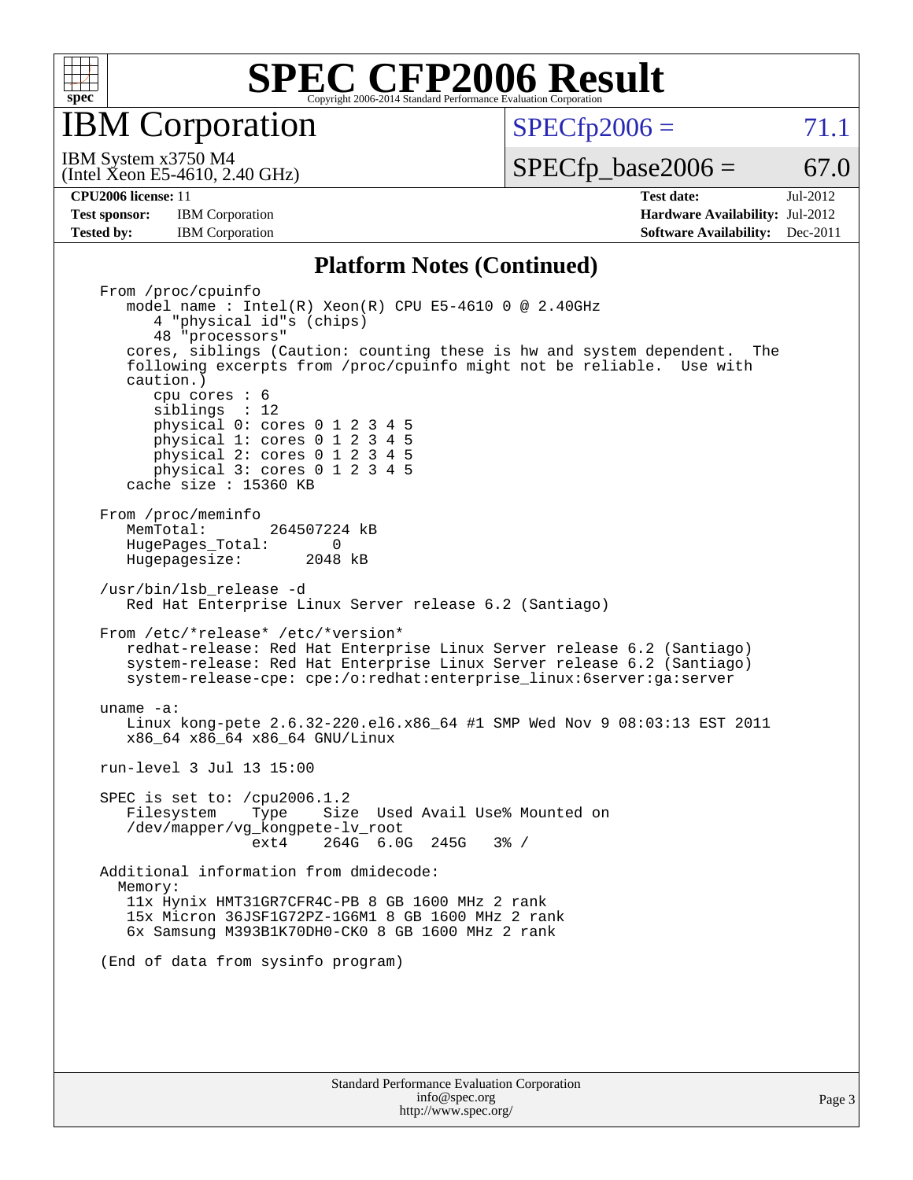# SPEC CFP2006 Result

Copyright 2006-2014 Standard Performance Evaluation Corporation

## IBM Corporation

IBM System x3750 M4
(Intel Xeon E5-4610, 2.40 GHz)

SPECfp2006 = 71.1

SPECfp_base2006 = 67.0

| | | | |
|---|---|---|---|
| **CPU2006 license:** 11 | | **Test date:** | Jul-2012 |
| **Test sponsor:** | IBM Corporation | **Hardware Availability:** | Jul-2012 |
| **Tested by:** | IBM Corporation | **Software Availability:** | Dec-2011 |

### Platform Notes (Continued)

```
From /proc/cpuinfo
   model name : Intel(R) Xeon(R) CPU E5-4610 0 @ 2.40GHz
      4 "physical id"s (chips)
      48 "processors"
   cores, siblings (Caution: counting these is hw and system dependent.  The
   following excerpts from /proc/cpuinfo might not be reliable.  Use with
   caution.)
      cpu cores : 6
      siblings  : 12
      physical 0: cores 0 1 2 3 4 5
      physical 1: cores 0 1 2 3 4 5
      physical 2: cores 0 1 2 3 4 5
      physical 3: cores 0 1 2 3 4 5
   cache size : 15360 KB

From /proc/meminfo
   MemTotal:       264507224 kB
   HugePages_Total:       0
   Hugepagesize:       2048 kB

/usr/bin/lsb_release -d
   Red Hat Enterprise Linux Server release 6.2 (Santiago)

From /etc/*release* /etc/*version*
   redhat-release: Red Hat Enterprise Linux Server release 6.2 (Santiago)
   system-release: Red Hat Enterprise Linux Server release 6.2 (Santiago)
   system-release-cpe: cpe:/o:redhat:enterprise_linux:6server:ga:server

uname -a:
   Linux kong-pete 2.6.32-220.el6.x86_64 #1 SMP Wed Nov 9 08:03:13 EST 2011
   x86_64 x86_64 x86_64 GNU/Linux

run-level 3 Jul 13 15:00

SPEC is set to: /cpu2006.1.2
   Filesystem    Type    Size  Used Avail Use% Mounted on
   /dev/mapper/vg_kongpete-lv_root
                 ext4    264G  6.0G  245G   3% /

Additional information from dmidecode:
  Memory:
   11x Hynix HMT31GR7CFR4C-PB 8 GB 1600 MHz 2 rank
   15x Micron 36JSF1G72PZ-1G6M1 8 GB 1600 MHz 2 rank
   6x Samsung M393B1K70DH0-CK0 8 GB 1600 MHz 2 rank

(End of data from sysinfo program)
```

Standard Performance Evaluation Corporation
info@spec.org
http://www.spec.org/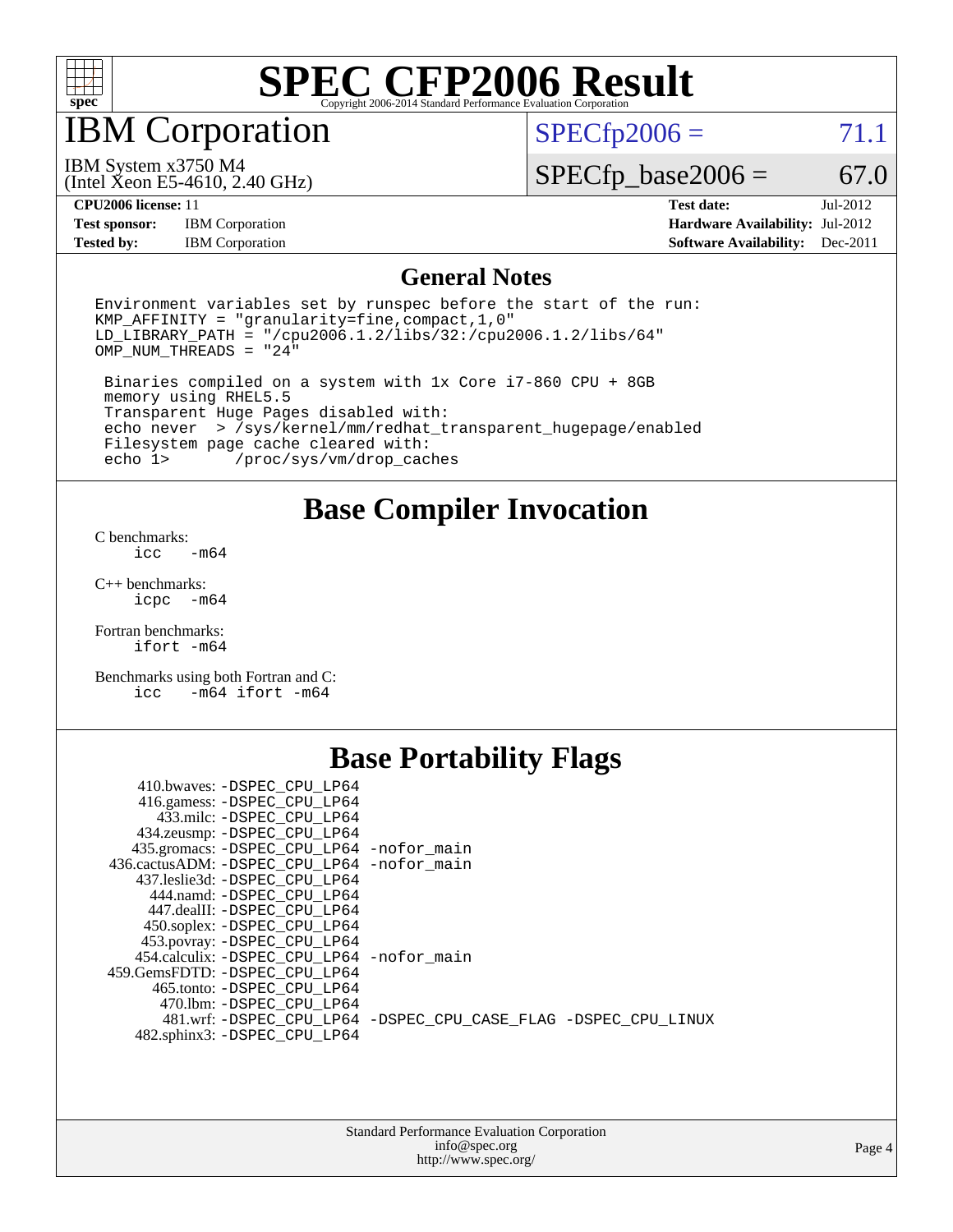# SPEC CFP2006 Result

Copyright 2006-2014 Standard Performance Evaluation Corporation

## IBM Corporation

IBM System x3750 M4
(Intel Xeon E5-4610, 2.40 GHz)

SPECfp2006 = 71.1

SPECfp_base2006 = 67.0

**CPU2006 license:** 11
**Test sponsor:** IBM Corporation
**Tested by:** IBM Corporation

**Test date:** Jul-2012
**Hardware Availability:** Jul-2012
**Software Availability:** Dec-2011

## General Notes

```
Environment variables set by runspec before the start of the run:
KMP_AFFINITY = "granularity=fine,compact,1,0"
LD_LIBRARY_PATH = "/cpu2006.1.2/libs/32:/cpu2006.1.2/libs/64"
OMP_NUM_THREADS = "24"

 Binaries compiled on a system with 1x Core i7-860 CPU + 8GB
 memory using RHEL5.5
 Transparent Huge Pages disabled with:
 echo never  > /sys/kernel/mm/redhat_transparent_hugepage/enabled
 Filesystem page cache cleared with:
 echo 1>       /proc/sys/vm/drop_caches
```

## Base Compiler Invocation

C benchmarks:
icc -m64

C++ benchmarks:
icpc -m64

Fortran benchmarks:
ifort -m64

Benchmarks using both Fortran and C:
icc -m64 ifort -m64

## Base Portability Flags

410.bwaves: -DSPEC_CPU_LP64
416.gamess: -DSPEC_CPU_LP64
433.milc: -DSPEC_CPU_LP64
434.zeusmp: -DSPEC_CPU_LP64
435.gromacs: -DSPEC_CPU_LP64 -nofor_main
436.cactusADM: -DSPEC_CPU_LP64 -nofor_main
437.leslie3d: -DSPEC_CPU_LP64
444.namd: -DSPEC_CPU_LP64
447.dealII: -DSPEC_CPU_LP64
450.soplex: -DSPEC_CPU_LP64
453.povray: -DSPEC_CPU_LP64
454.calculix: -DSPEC_CPU_LP64 -nofor_main
459.GemsFDTD: -DSPEC_CPU_LP64
465.tonto: -DSPEC_CPU_LP64
470.lbm: -DSPEC_CPU_LP64
481.wrf: -DSPEC_CPU_LP64 -DSPEC_CPU_CASE_FLAG -DSPEC_CPU_LINUX
482.sphinx3: -DSPEC_CPU_LP64

Standard Performance Evaluation Corporation
info@spec.org
http://www.spec.org/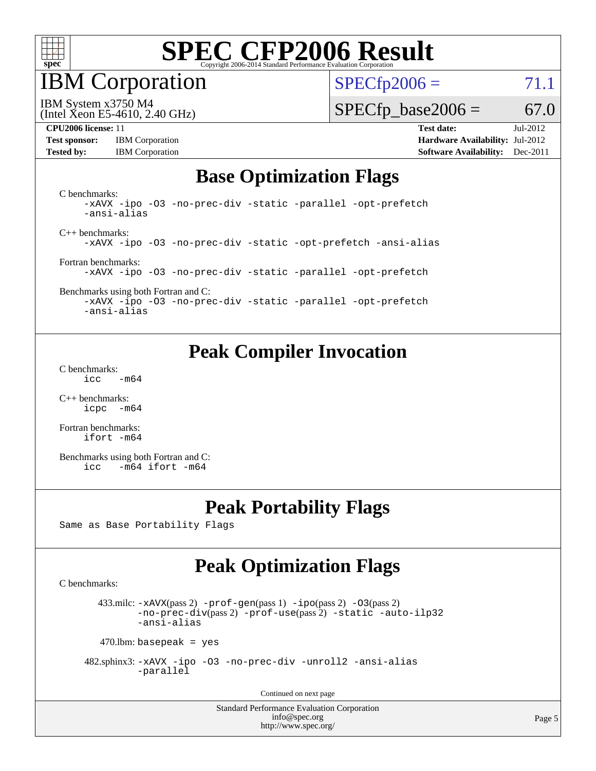# SPEC CFP2006 Result

Copyright 2006-2014 Standard Performance Evaluation Corporation

## IBM Corporation

IBM System x3750 M4
(Intel Xeon E5-4610, 2.40 GHz)

SPECfp2006 = 71.1

SPECfp_base2006 = 67.0

**CPU2006 license:** 11
**Test sponsor:** IBM Corporation
**Tested by:** IBM Corporation
**Test date:** Jul-2012
**Hardware Availability:** Jul-2012
**Software Availability:** Dec-2011

## Base Optimization Flags

C benchmarks:
```
-xAVX -ipo -O3 -no-prec-div -static -parallel -opt-prefetch
-ansi-alias
```

C++ benchmarks:
```
-xAVX -ipo -O3 -no-prec-div -static -opt-prefetch -ansi-alias
```

Fortran benchmarks:
```
-xAVX -ipo -O3 -no-prec-div -static -parallel -opt-prefetch
```

Benchmarks using both Fortran and C:
```
-xAVX -ipo -O3 -no-prec-div -static -parallel -opt-prefetch
-ansi-alias
```

## Peak Compiler Invocation

C benchmarks:
```
icc   -m64
```

C++ benchmarks:
```
icpc  -m64
```

Fortran benchmarks:
```
ifort -m64
```

Benchmarks using both Fortran and C:
```
icc   -m64 ifort -m64
```

## Peak Portability Flags

Same as Base Portability Flags

## Peak Optimization Flags

C benchmarks:

433.milc: -xAVX(pass 2) -prof-gen(pass 1) -ipo(pass 2) -O3(pass 2) -no-prec-div(pass 2) -prof-use(pass 2) -static -auto-ilp32 -ansi-alias

470.lbm: basepeak = yes

482.sphinx3: -xAVX -ipo -O3 -no-prec-div -unroll2 -ansi-alias -parallel

Continued on next page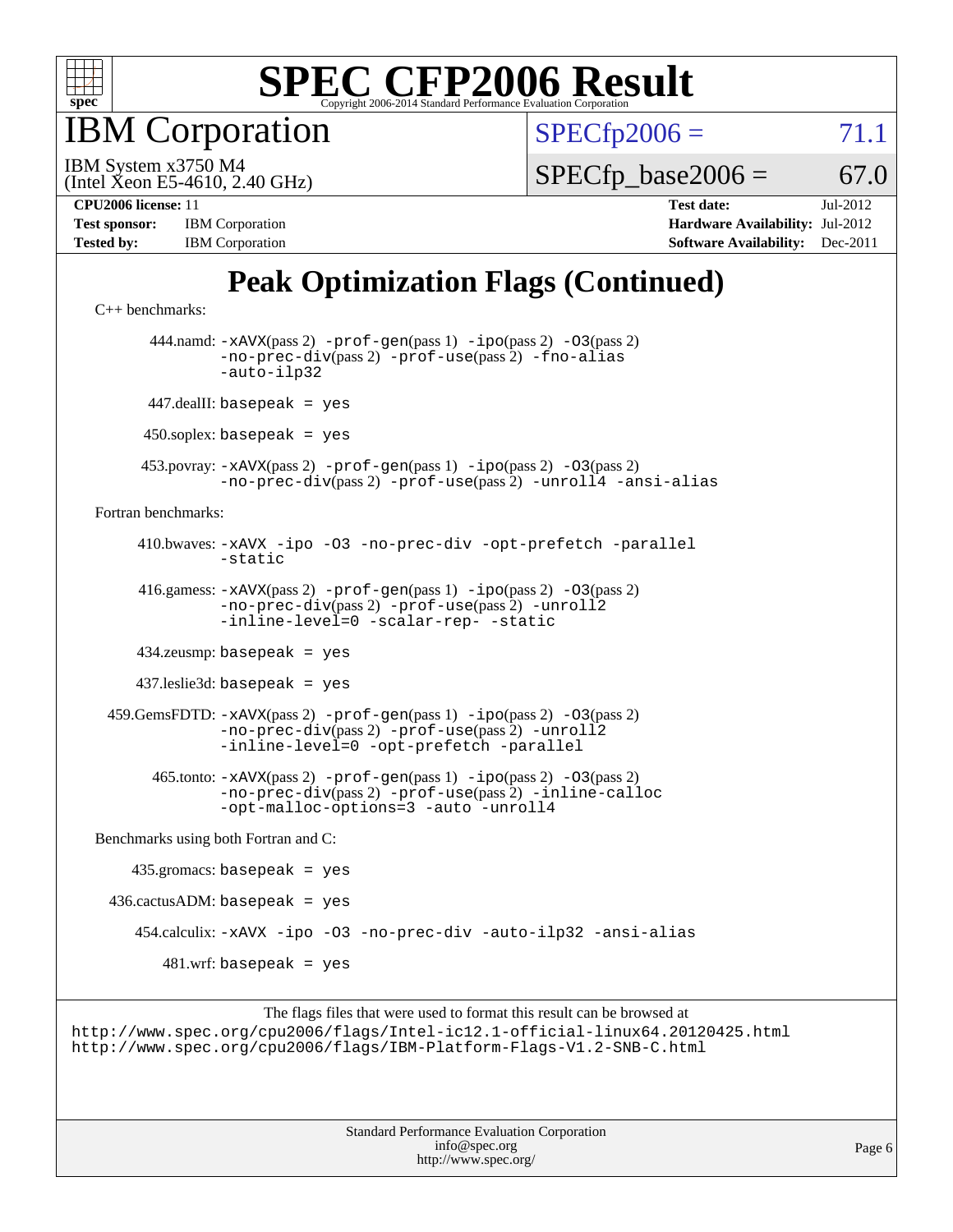# SPEC CFP2006 Result

Copyright 2006-2014 Standard Performance Evaluation Corporation

## IBM Corporation

IBM System x3750 M4
(Intel Xeon E5-4610, 2.40 GHz)

SPECfp2006 = 71.1

SPECfp_base2006 = 67.0

| | | | |
|---|---|---|---|
| **CPU2006 license:** 11 | | **Test date:** | Jul-2012 |
| **Test sponsor:** | IBM Corporation | **Hardware Availability:** | Jul-2012 |
| **Tested by:** | IBM Corporation | **Software Availability:** | Dec-2011 |

## Peak Optimization Flags (Continued)

C++ benchmarks:

444.namd: `-xAVX`(pass 2) `-prof-gen`(pass 1) `-ipo`(pass 2) `-O3`(pass 2) `-no-prec-div`(pass 2) `-prof-use`(pass 2) `-fno-alias` `-auto-ilp32`

447.dealII: `basepeak = yes`

450.soplex: `basepeak = yes`

453.povray: `-xAVX`(pass 2) `-prof-gen`(pass 1) `-ipo`(pass 2) `-O3`(pass 2) `-no-prec-div`(pass 2) `-prof-use`(pass 2) `-unroll4` `-ansi-alias`

Fortran benchmarks:

410.bwaves: `-xAVX -ipo -O3 -no-prec-div -opt-prefetch -parallel -static`

416.gamess: `-xAVX`(pass 2) `-prof-gen`(pass 1) `-ipo`(pass 2) `-O3`(pass 2) `-no-prec-div`(pass 2) `-prof-use`(pass 2) `-unroll2` `-inline-level=0 -scalar-rep- -static`

434.zeusmp: `basepeak = yes`

437.leslie3d: `basepeak = yes`

459.GemsFDTD: `-xAVX`(pass 2) `-prof-gen`(pass 1) `-ipo`(pass 2) `-O3`(pass 2) `-no-prec-div`(pass 2) `-prof-use`(pass 2) `-unroll2` `-inline-level=0 -opt-prefetch -parallel`

465.tonto: `-xAVX`(pass 2) `-prof-gen`(pass 1) `-ipo`(pass 2) `-O3`(pass 2) `-no-prec-div`(pass 2) `-prof-use`(pass 2) `-inline-calloc` `-opt-malloc-options=3 -auto -unroll4`

Benchmarks using both Fortran and C:

435.gromacs: `basepeak = yes`

436.cactusADM: `basepeak = yes`

454.calculix: `-xAVX -ipo -O3 -no-prec-div -auto-ilp32 -ansi-alias`

481.wrf: `basepeak = yes`

The flags files that were used to format this result can be browsed at
http://www.spec.org/cpu2006/flags/Intel-ic12.1-official-linux64.20120425.html
http://www.spec.org/cpu2006/flags/IBM-Platform-Flags-V1.2-SNB-C.html

Standard Performance Evaluation Corporation
info@spec.org
http://www.spec.org/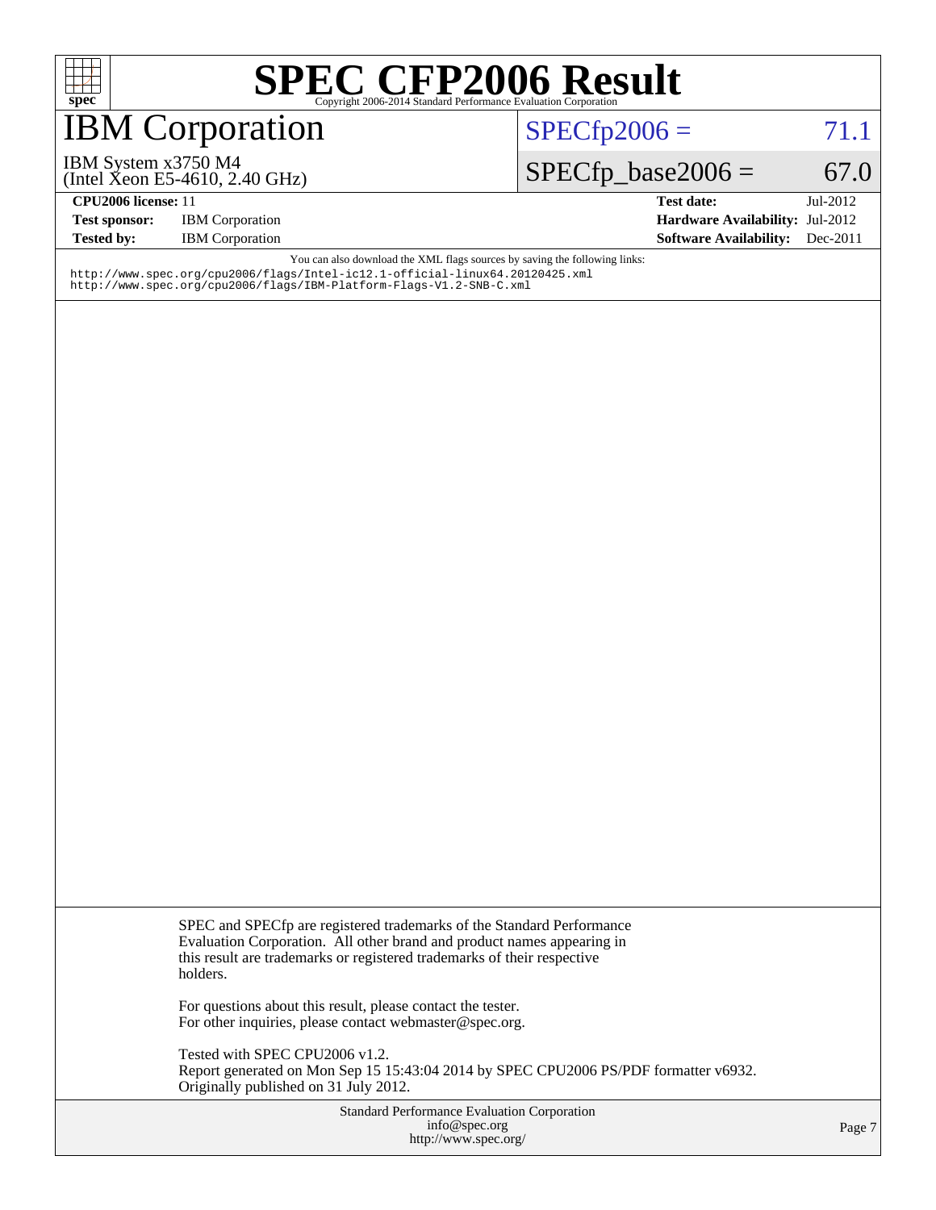# SPEC CFP2006 Result

Copyright 2006-2014 Standard Performance Evaluation Corporation

## IBM Corporation

IBM System x3750 M4
(Intel Xeon E5-4610, 2.40 GHz)

SPECfp2006 = 71.1

SPECfp_base2006 = 67.0

| | | | |
|---|---|---|---|
| **CPU2006 license:** | 11 | **Test date:** | Jul-2012 |
| **Test sponsor:** | IBM Corporation | **Hardware Availability:** | Jul-2012 |
| **Tested by:** | IBM Corporation | **Software Availability:** | Dec-2011 |

You can also download the XML flags sources by saving the following links:

```
http://www.spec.org/cpu2006/flags/Intel-ic12.1-official-linux64.20120425.xml
http://www.spec.org/cpu2006/flags/IBM-Platform-Flags-V1.2-SNB-C.xml
```

SPEC and SPECfp are registered trademarks of the Standard Performance Evaluation Corporation. All other brand and product names appearing in this result are trademarks or registered trademarks of their respective holders.

For questions about this result, please contact the tester.
For other inquiries, please contact webmaster@spec.org.

Tested with SPEC CPU2006 v1.2.
Report generated on Mon Sep 15 15:43:04 2014 by SPEC CPU2006 PS/PDF formatter v6932.
Originally published on 31 July 2012.

Standard Performance Evaluation Corporation
info@spec.org
http://www.spec.org/